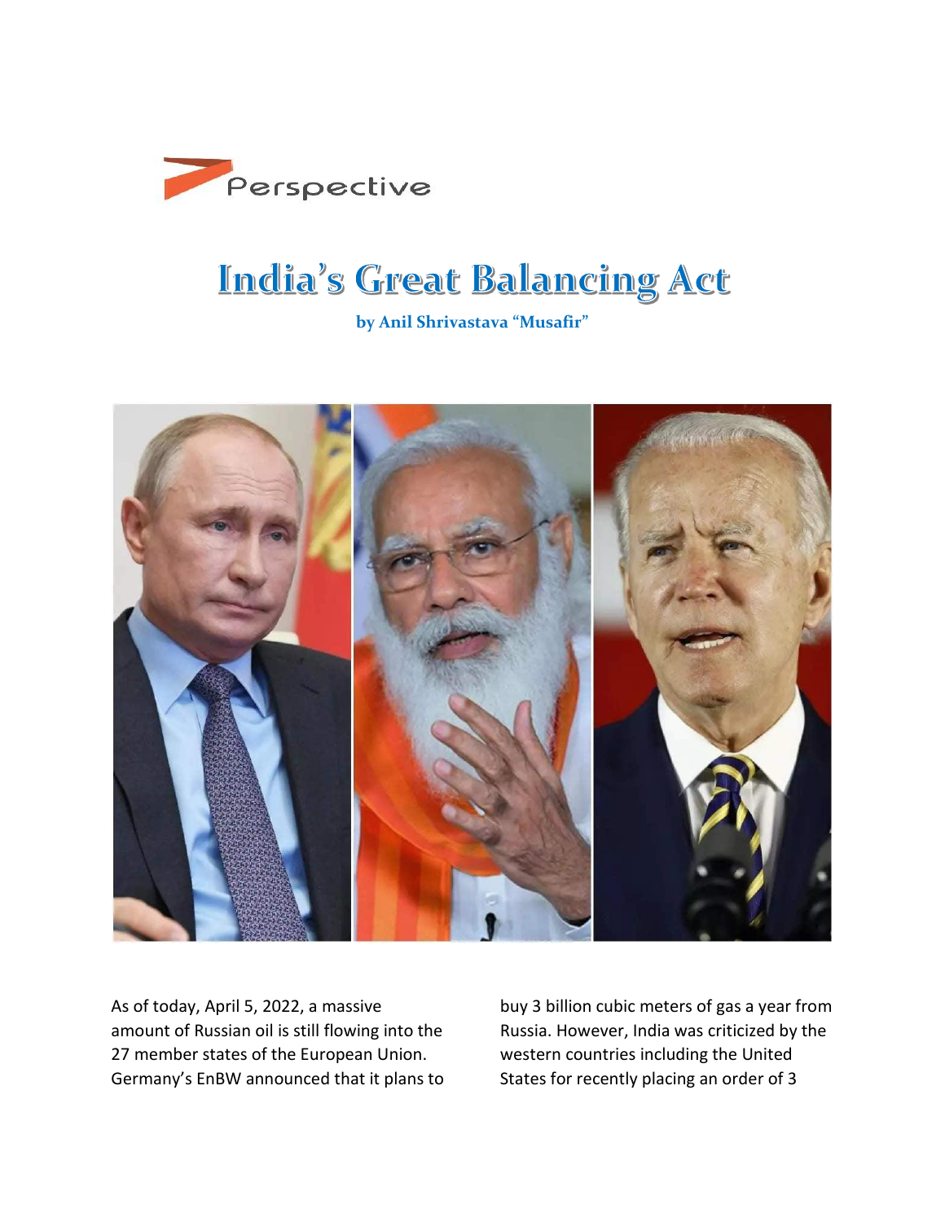Perspective

# India's Great Balancing Act

**by Anil Shrivastava "Musafir"**

As of today, April 5, 2022, a massive amount of Russian oil is still flowing into the 27 member states of the European Union. Germany's EnBW announced that it plans to buy 3 billion cubic meters of gas a year from Russia. However, India was criticized by the western countries including the United States for recently placing an order of 3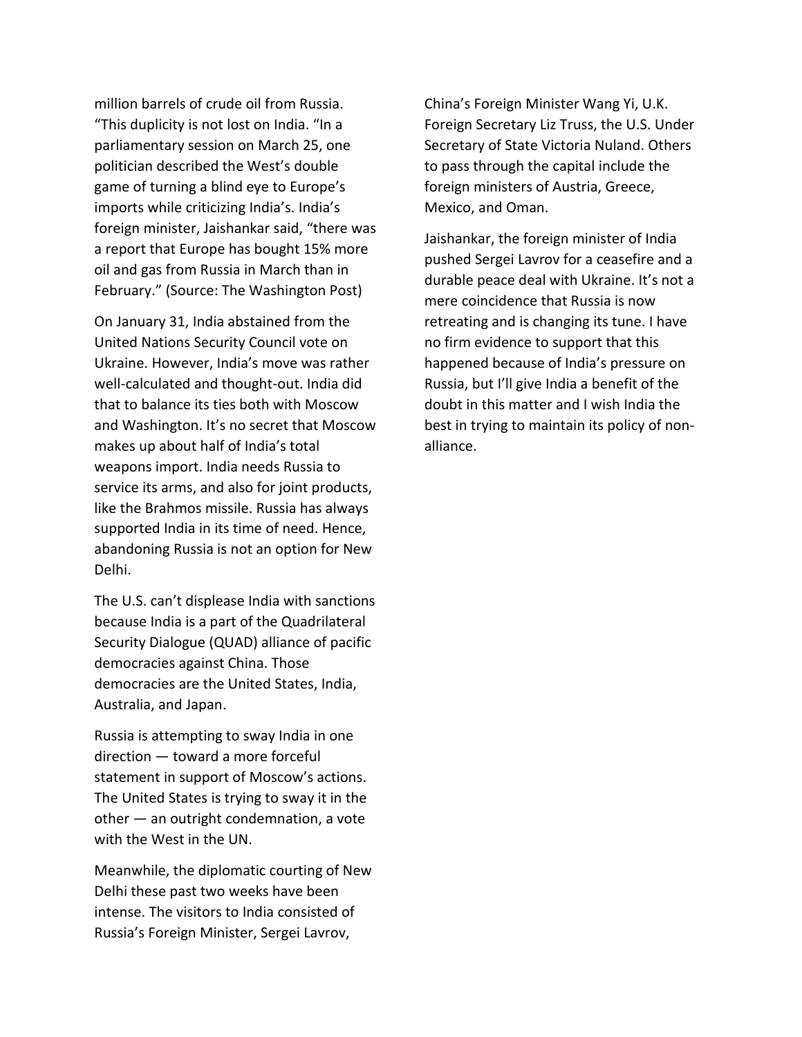million barrels of crude oil from Russia. “This duplicity is not lost on India. “In a parliamentary session on March 25, one politician described the West’s double game of turning a blind eye to Europe’s imports while criticizing India’s. India’s foreign minister, Jaishankar said, “there was a report that Europe has bought 15% more oil and gas from Russia in March than in February.” (Source: The Washington Post)

On January 31, India abstained from the United Nations Security Council vote on Ukraine. However, India’s move was rather well-calculated and thought-out. India did that to balance its ties both with Moscow and Washington. It’s no secret that Moscow makes up about half of India’s total weapons import. India needs Russia to service its arms, and also for joint products, like the Brahmos missile. Russia has always supported India in its time of need. Hence, abandoning Russia is not an option for New Delhi.

The U.S. can’t displease India with sanctions because India is a part of the Quadrilateral Security Dialogue (QUAD) alliance of pacific democracies against China. Those democracies are the United States, India, Australia, and Japan.

Russia is attempting to sway India in one direction — toward a more forceful statement in support of Moscow’s actions. The United States is trying to sway it in the other — an outright condemnation, a vote with the West in the UN.

Meanwhile, the diplomatic courting of New Delhi these past two weeks have been intense. The visitors to India consisted of Russia’s Foreign Minister, Sergei Lavrov, China’s Foreign Minister Wang Yi, U.K. Foreign Secretary Liz Truss, the U.S. Under Secretary of State Victoria Nuland. Others to pass through the capital include the foreign ministers of Austria, Greece, Mexico, and Oman.

Jaishankar, the foreign minister of India pushed Sergei Lavrov for a ceasefire and a durable peace deal with Ukraine. It’s not a mere coincidence that Russia is now retreating and is changing its tune. I have no firm evidence to support that this happened because of India’s pressure on Russia, but I’ll give India a benefit of the doubt in this matter and I wish India the best in trying to maintain its policy of non-alliance.